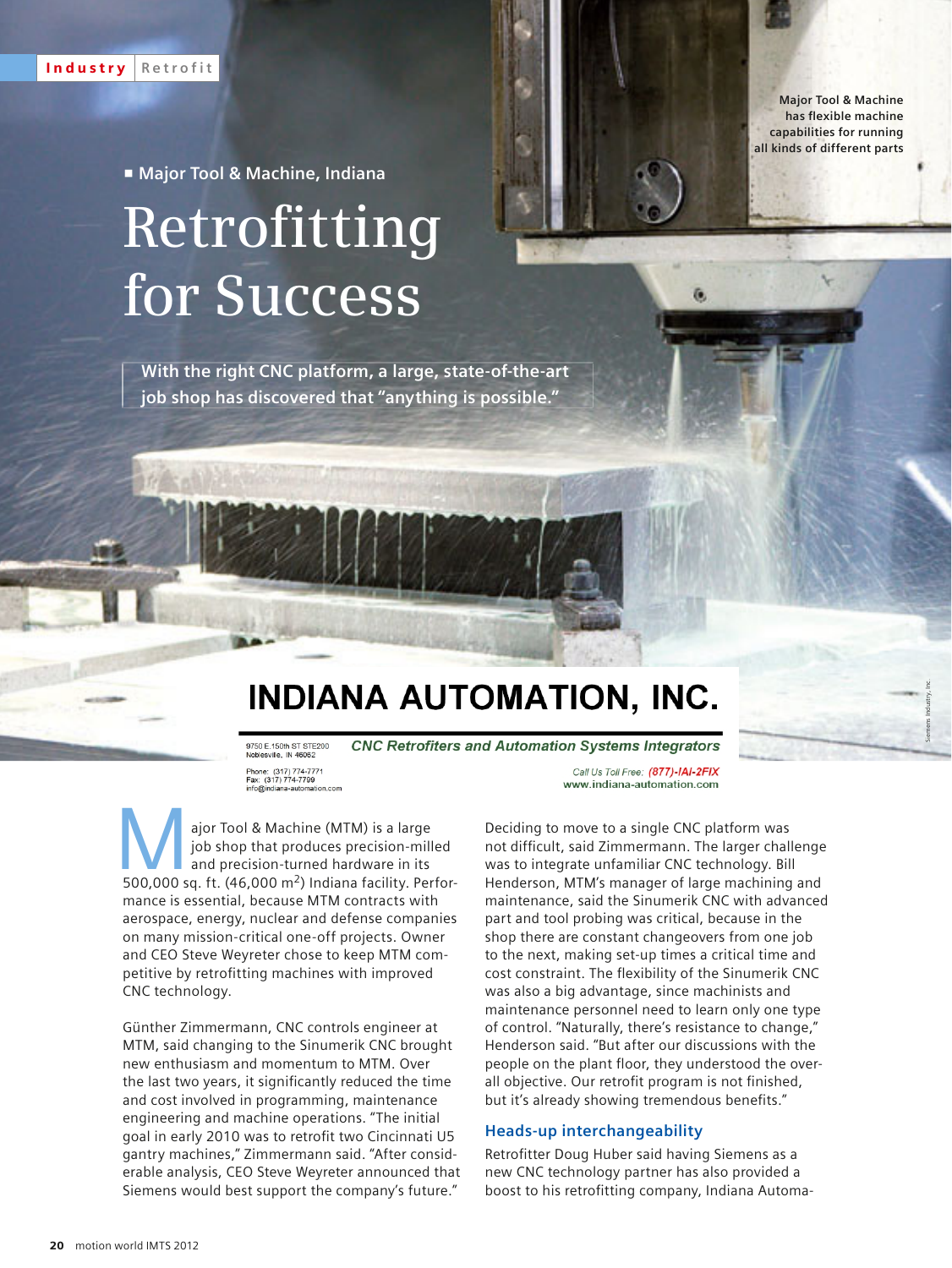Industry | Retrofit

Major Tool & Machine has flexible machine capabilities for running all kinds of different parts

■ Major Tool & Machine, Indiana

# Retrofitting for Success

**With the right CNC platform, a large, state-of-the-art job shop has discovered that "anything is possible."**

## INDIANA AUTOMATION, INC.

9750 E 150th ST STE200
Noblesville, IN 46062

*CNC Retrofiters and Automation Systems Integrators*

Phone: (317) 774-7771
Fax: (317) 774-7799
info@indiana-automation.com

*Call Us Toll Free: (877)-IAI-2FIX*
www.indiana-automation.com

Major Tool & Machine (MTM) is a large job shop that produces precision-milled and precision-turned hardware in its 500,000 sq. ft. (46,000 m$^2$) Indiana facility. Performance is essential, because MTM contracts with aerospace, energy, nuclear and defense companies on many mission-critical one-off projects. Owner and CEO Steve Weyreter chose to keep MTM competitive by retrofitting machines with improved CNC technology.

Günther Zimmermann, CNC controls engineer at MTM, said changing to the Sinumerik CNC brought new enthusiasm and momentum to MTM. Over the last two years, it significantly reduced the time and cost involved in programming, maintenance engineering and machine operations. "The initial goal in early 2010 was to retrofit two Cincinnati U5 gantry machines," Zimmermann said. "After considerable analysis, CEO Steve Weyreter announced that Siemens would best support the company's future."

Deciding to move to a single CNC platform was not difficult, said Zimmermann. The larger challenge was to integrate unfamiliar CNC technology. Bill Henderson, MTM's manager of large machining and maintenance, said the Sinumerik CNC with advanced part and tool probing was critical, because in the shop there are constant changeovers from one job to the next, making set-up times a critical time and cost constraint. The flexibility of the Sinumerik CNC was also a big advantage, since machinists and maintenance personnel need to learn only one type of control. "Naturally, there's resistance to change," Henderson said. "But after our discussions with the people on the plant floor, they understood the overall objective. Our retrofit program is not finished, but it's already showing tremendous benefits."

### Heads-up interchangeability

Retrofitter Doug Huber said having Siemens as a new CNC technology partner has also provided a boost to his retrofitting company, Indiana Automa-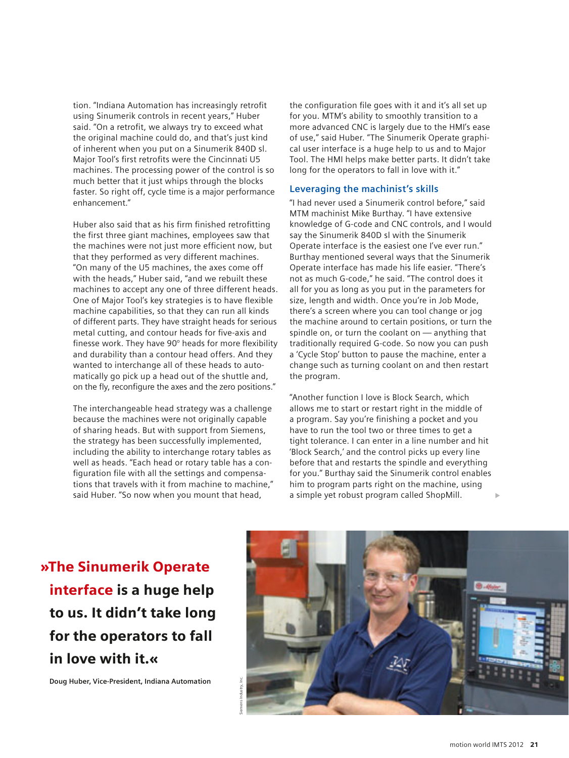tion. "Indiana Automation has increasingly retrofit using Sinumerik controls in recent years," Huber said. "On a retrofit, we always try to exceed what the original machine could do, and that's just kind of inherent when you put on a Sinumerik 840D sl. Major Tool's first retrofits were the Cincinnati U5 machines. The processing power of the control is so much better that it just whips through the blocks faster. So right off, cycle time is a major performance enhancement."

Huber also said that as his firm finished retrofitting the first three giant machines, employees saw that the machines were not just more efficient now, but that they performed as very different machines. "On many of the U5 machines, the axes come off with the heads," Huber said, "and we rebuilt these machines to accept any one of three different heads. One of Major Tool's key strategies is to have flexible machine capabilities, so that they can run all kinds of different parts. They have straight heads for serious metal cutting, and contour heads for five-axis and finesse work. They have 90° heads for more flexibility and durability than a contour head offers. And they wanted to interchange all of these heads to automatically go pick up a head out of the shuttle and, on the fly, reconfigure the axes and the zero positions."

The interchangeable head strategy was a challenge because the machines were not originally capable of sharing heads. But with support from Siemens, the strategy has been successfully implemented, including the ability to interchange rotary tables as well as heads. "Each head or rotary table has a configuration file with all the settings and compensations that travels with it from machine to machine," said Huber. "So now when you mount that head, the configuration file goes with it and it's all set up for you. MTM's ability to smoothly transition to a more advanced CNC is largely due to the HMI's ease of use," said Huber. "The Sinumerik Operate graphical user interface is a huge help to us and to Major Tool. The HMI helps make better parts. It didn't take long for the operators to fall in love with it."

### Leveraging the machinist's skills

"I had never used a Sinumerik control before," said MTM machinist Mike Burthay. "I have extensive knowledge of G-code and CNC controls, and I would say the Sinumerik 840D sl with the Sinumerik Operate interface is the easiest one I've ever run." Burthay mentioned several ways that the Sinumerik Operate interface has made his life easier. "There's not as much G-code," he said. "The control does it all for you as long as you put in the parameters for size, length and width. Once you're in Job Mode, there's a screen where you can tool change or jog the machine around to certain positions, or turn the spindle on, or turn the coolant on — anything that traditionally required G-code. So now you can push a 'Cycle Stop' button to pause the machine, enter a change such as turning coolant on and then restart the program.

"Another function I love is Block Search, which allows me to start or restart right in the middle of a program. Say you're finishing a pocket and you have to run the tool two or three times to get a tight tolerance. I can enter in a line number and hit 'Block Search,' and the control picks up every line before that and restarts the spindle and everything for you." Burthay said the Sinumerik control enables him to program parts right on the machine, using a simple yet robust program called ShopMill.

**»The Sinumerik Operate interface is a huge help to us. It didn't take long for the operators to fall in love with it.«**

**Doug Huber, Vice-President, Indiana Automation**

Siemens Industry, Inc.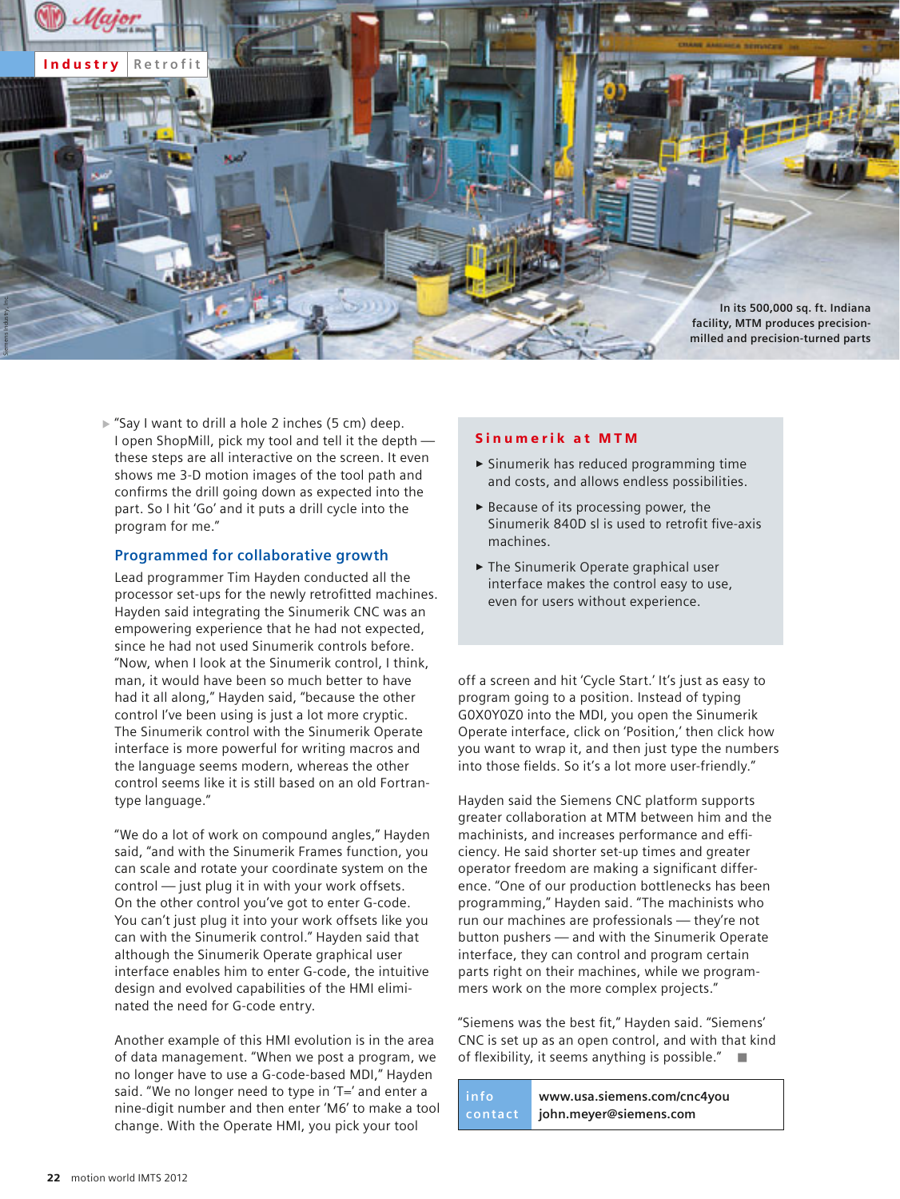Industry Retrofit

In its 500,000 sq. ft. Indiana facility, MTM produces precision-milled and precision-turned parts

"Say I want to drill a hole 2 inches (5 cm) deep. I open ShopMill, pick my tool and tell it the depth — these steps are all interactive on the screen. It even shows me 3-D motion images of the tool path and confirms the drill going down as expected into the part. So I hit 'Go' and it puts a drill cycle into the program for me."

## Programmed for collaborative growth

Lead programmer Tim Hayden conducted all the processor set-ups for the newly retrofitted machines. Hayden said integrating the Sinumerik CNC was an empowering experience that he had not expected, since he had not used Sinumerik controls before. "Now, when I look at the Sinumerik control, I think, man, it would have been so much better to have had it all along," Hayden said, "because the other control I've been using is just a lot more cryptic. The Sinumerik control with the Sinumerik Operate interface is more powerful for writing macros and the language seems modern, whereas the other control seems like it is still based on an old Fortran-type language."

"We do a lot of work on compound angles," Hayden said, "and with the Sinumerik Frames function, you can scale and rotate your coordinate system on the control — just plug it in with your work offsets. On the other control you've got to enter G-code. You can't just plug it into your work offsets like you can with the Sinumerik control." Hayden said that although the Sinumerik Operate graphical user interface enables him to enter G-code, the intuitive design and evolved capabilities of the HMI eliminated the need for G-code entry.

Another example of this HMI evolution is in the area of data management. "When we post a program, we no longer have to use a G-code-based MDI," Hayden said. "We no longer need to type in 'T=' and enter a nine-digit number and then enter 'M6' to make a tool change. With the Operate HMI, you pick your tool off a screen and hit 'Cycle Start.' It's just as easy to program going to a position. Instead of typing G0X0Y0Z0 into the MDI, you open the Sinumerik Operate interface, click on 'Position,' then click how you want to wrap it, and then just type the numbers into those fields. So it's a lot more user-friendly."

Hayden said the Siemens CNC platform supports greater collaboration at MTM between him and the machinists, and increases performance and efficiency. He said shorter set-up times and greater operator freedom are making a significant difference. "One of our production bottlenecks has been programming," Hayden said. "The machinists who run our machines are professionals — they're not button pushers — and with the Sinumerik Operate interface, they can control and program certain parts right on their machines, while we programmers work on the more complex projects."

"Siemens was the best fit," Hayden said. "Siemens' CNC is set up as an open control, and with that kind of flexibility, it seems anything is possible."

### Sinumerik at MTM

- Sinumerik has reduced programming time and costs, and allows endless possibilities.
- Because of its processing power, the Sinumerik 840D sl is used to retrofit five-axis machines.
- The Sinumerik Operate graphical user interface makes the control easy to use, even for users without experience.

**info contact**
www.usa.siemens.com/cnc4you
john.meyer@siemens.com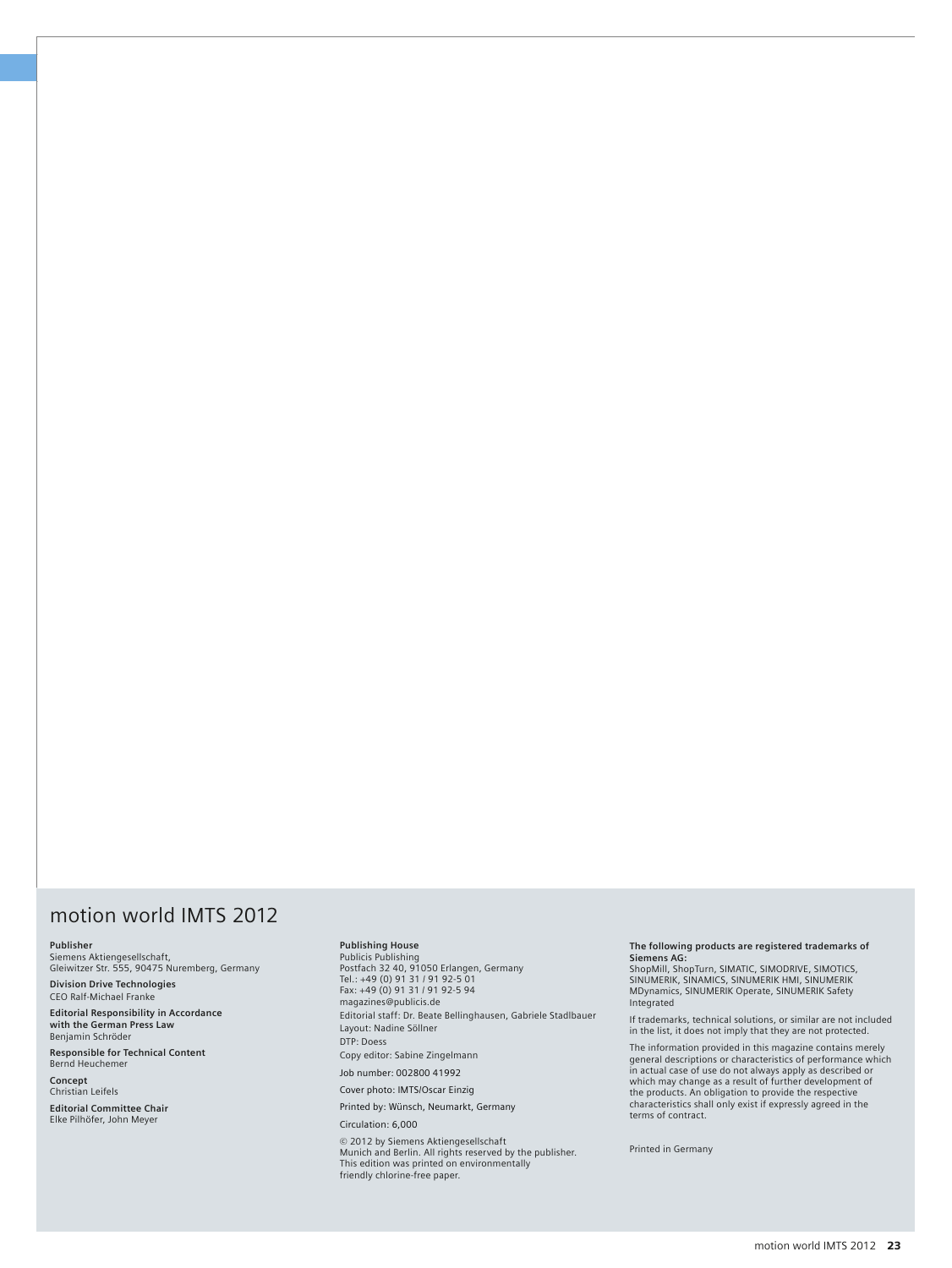# motion world IMTS 2012

**Publisher**
Siemens Aktiengesellschaft,
Gleiwitzer Str. 555, 90475 Nuremberg, Germany

**Division Drive Technologies**
CEO Ralf-Michael Franke

**Editorial Responsibility in Accordance with the German Press Law**
Benjamin Schröder

**Responsible for Technical Content**
Bernd Heuchemer

**Concept**
Christian Leifels

**Editorial Committee Chair**
Elke Pilhöfer, John Meyer

**Publishing House**
Publicis Publishing
Postfach 32 40, 91050 Erlangen, Germany
Tel.: +49 (0) 91 31 / 91 92-5 01
Fax: +49 (0) 91 31 / 91 92-5 94
magazines@publicis.de

Editorial staff: Dr. Beate Bellinghausen, Gabriele Stadlbauer

Layout: Nadine Söllner

DTP: Doess

Copy editor: Sabine Zingelmann

Job number: 002800 41992

Cover photo: IMTS/Oscar Einzig

Printed by: Wünsch, Neumarkt, Germany

Circulation: 6,000

© 2012 by Siemens Aktiengesellschaft
Munich and Berlin. All rights reserved by the publisher.
This edition was printed on environmentally friendly chlorine-free paper.

**The following products are registered trademarks of Siemens AG:**
ShopMill, ShopTurn, SIMATIC, SIMODRIVE, SIMOTICS, SINUMERIK, SINAMICS, SINUMERIK HMI, SINUMERIK MDynamics, SINUMERIK Operate, SINUMERIK Safety Integrated

If trademarks, technical solutions, or similar are not included in the list, it does not imply that they are not protected.

The information provided in this magazine contains merely general descriptions or characteristics of performance which in actual case of use do not always apply as described or which may change as a result of further development of the products. An obligation to provide the respective characteristics shall only exist if expressly agreed in the terms of contract.

Printed in Germany